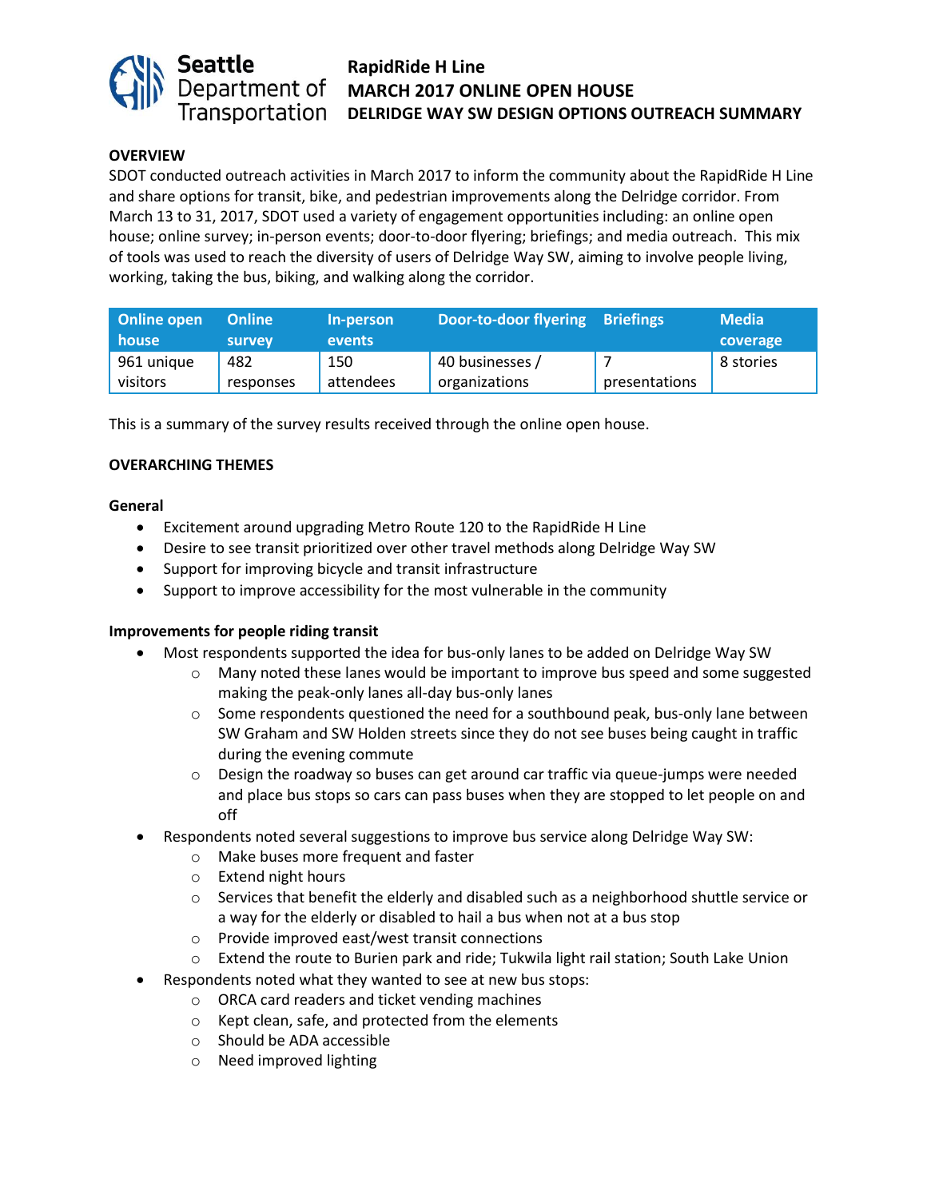# RapidRide H Line
## MARCH 2017 ONLINE OPEN HOUSE
## DELRIDGE WAY SW DESIGN OPTIONS OUTREACH SUMMARY

**OVERVIEW**

SDOT conducted outreach activities in March 2017 to inform the community about the RapidRide H Line and share options for transit, bike, and pedestrian improvements along the Delridge corridor. From March 13 to 31, 2017, SDOT used a variety of engagement opportunities including: an online open house; online survey; in-person events; door-to-door flyering; briefings; and media outreach. This mix of tools was used to reach the diversity of users of Delridge Way SW, aiming to involve people living, working, taking the bus, biking, and walking along the corridor.

| Online open house | Online survey | In-person events | Door-to-door flyering | Briefings | Media coverage |
|---|---|---|---|---|---|
| 961 unique visitors | 482 responses | 150 attendees | 40 businesses / organizations | 7 presentations | 8 stories |

This is a summary of the survey results received through the online open house.

**OVERARCHING THEMES**

**General**

- Excitement around upgrading Metro Route 120 to the RapidRide H Line
- Desire to see transit prioritized over other travel methods along Delridge Way SW
- Support for improving bicycle and transit infrastructure
- Support to improve accessibility for the most vulnerable in the community

**Improvements for people riding transit**

- Most respondents supported the idea for bus-only lanes to be added on Delridge Way SW
  - Many noted these lanes would be important to improve bus speed and some suggested making the peak-only lanes all-day bus-only lanes
  - Some respondents questioned the need for a southbound peak, bus-only lane between SW Graham and SW Holden streets since they do not see buses being caught in traffic during the evening commute
  - Design the roadway so buses can get around car traffic via queue-jumps were needed and place bus stops so cars can pass buses when they are stopped to let people on and off
- Respondents noted several suggestions to improve bus service along Delridge Way SW:
  - Make buses more frequent and faster
  - Extend night hours
  - Services that benefit the elderly and disabled such as a neighborhood shuttle service or a way for the elderly or disabled to hail a bus when not at a bus stop
  - Provide improved east/west transit connections
  - Extend the route to Burien park and ride; Tukwila light rail station; South Lake Union
- Respondents noted what they wanted to see at new bus stops:
  - ORCA card readers and ticket vending machines
  - Kept clean, safe, and protected from the elements
  - Should be ADA accessible
  - Need improved lighting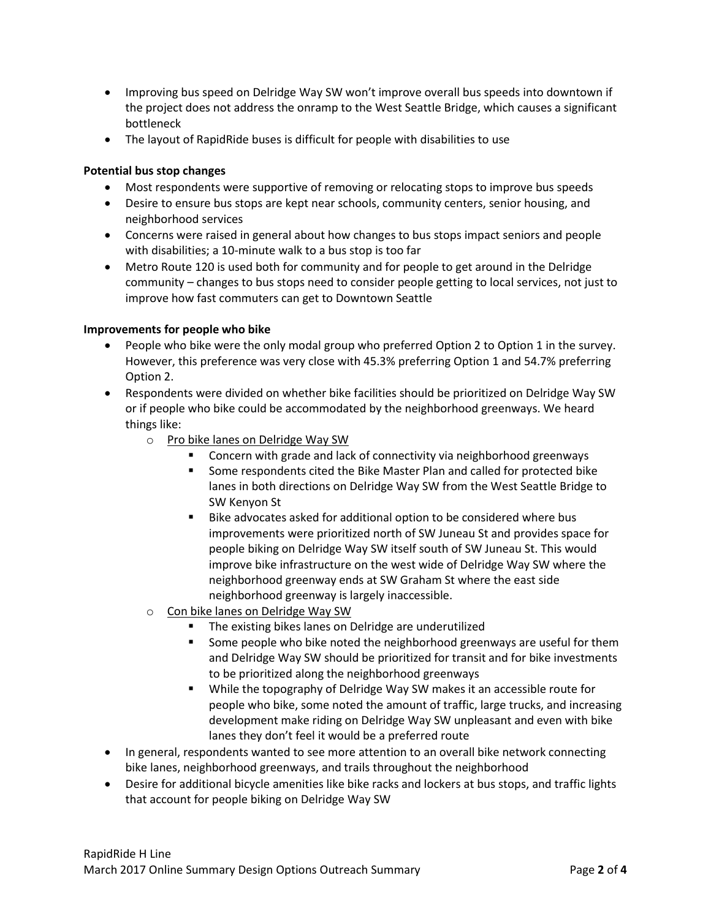- Improving bus speed on Delridge Way SW won't improve overall bus speeds into downtown if the project does not address the onramp to the West Seattle Bridge, which causes a significant bottleneck
- The layout of RapidRide buses is difficult for people with disabilities to use

**Potential bus stop changes**

- Most respondents were supportive of removing or relocating stops to improve bus speeds
- Desire to ensure bus stops are kept near schools, community centers, senior housing, and neighborhood services
- Concerns were raised in general about how changes to bus stops impact seniors and people with disabilities; a 10-minute walk to a bus stop is too far
- Metro Route 120 is used both for community and for people to get around in the Delridge community – changes to bus stops need to consider people getting to local services, not just to improve how fast commuters can get to Downtown Seattle

**Improvements for people who bike**

- People who bike were the only modal group who preferred Option 2 to Option 1 in the survey. However, this preference was very close with 45.3% preferring Option 1 and 54.7% preferring Option 2.
- Respondents were divided on whether bike facilities should be prioritized on Delridge Way SW or if people who bike could be accommodated by the neighborhood greenways. We heard things like:
  - <u>Pro bike lanes on Delridge Way SW</u>
    - Concern with grade and lack of connectivity via neighborhood greenways
    - Some respondents cited the Bike Master Plan and called for protected bike lanes in both directions on Delridge Way SW from the West Seattle Bridge to SW Kenyon St
    - Bike advocates asked for additional option to be considered where bus improvements were prioritized north of SW Juneau St and provides space for people biking on Delridge Way SW itself south of SW Juneau St. This would improve bike infrastructure on the west wide of Delridge Way SW where the neighborhood greenway ends at SW Graham St where the east side neighborhood greenway is largely inaccessible.
  - <u>Con bike lanes on Delridge Way SW</u>
    - The existing bikes lanes on Delridge are underutilized
    - Some people who bike noted the neighborhood greenways are useful for them and Delridge Way SW should be prioritized for transit and for bike investments to be prioritized along the neighborhood greenways
    - While the topography of Delridge Way SW makes it an accessible route for people who bike, some noted the amount of traffic, large trucks, and increasing development make riding on Delridge Way SW unpleasant and even with bike lanes they don't feel it would be a preferred route
- In general, respondents wanted to see more attention to an overall bike network connecting bike lanes, neighborhood greenways, and trails throughout the neighborhood
- Desire for additional bicycle amenities like bike racks and lockers at bus stops, and traffic lights that account for people biking on Delridge Way SW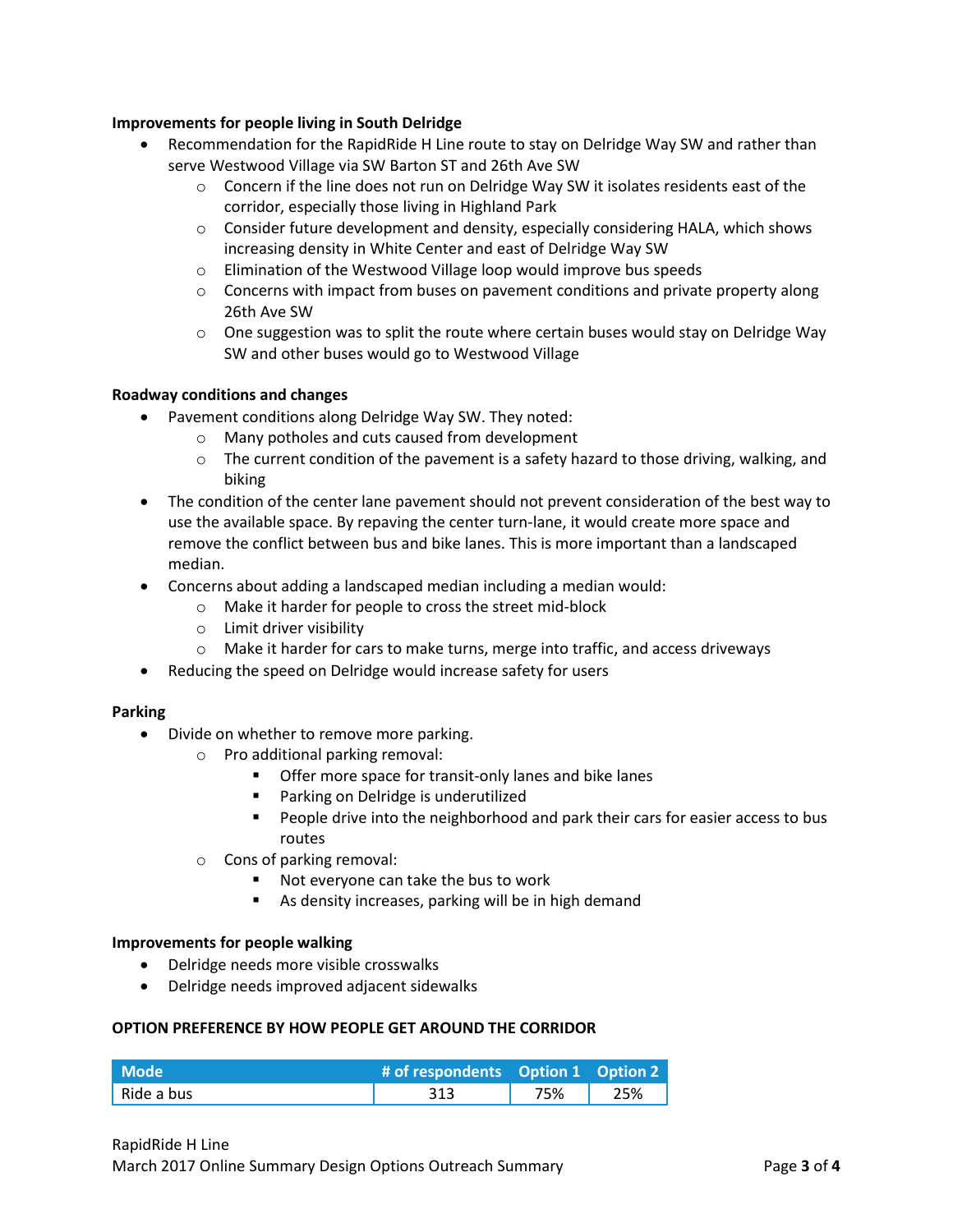**Improvements for people living in South Delridge**

- Recommendation for the RapidRide H Line route to stay on Delridge Way SW and rather than serve Westwood Village via SW Barton ST and 26th Ave SW
  - Concern if the line does not run on Delridge Way SW it isolates residents east of the corridor, especially those living in Highland Park
  - Consider future development and density, especially considering HALA, which shows increasing density in White Center and east of Delridge Way SW
  - Elimination of the Westwood Village loop would improve bus speeds
  - Concerns with impact from buses on pavement conditions and private property along 26th Ave SW
  - One suggestion was to split the route where certain buses would stay on Delridge Way SW and other buses would go to Westwood Village

**Roadway conditions and changes**

- Pavement conditions along Delridge Way SW. They noted:
  - Many potholes and cuts caused from development
  - The current condition of the pavement is a safety hazard to those driving, walking, and biking
- The condition of the center lane pavement should not prevent consideration of the best way to use the available space. By repaving the center turn-lane, it would create more space and remove the conflict between bus and bike lanes. This is more important than a landscaped median.
- Concerns about adding a landscaped median including a median would:
  - Make it harder for people to cross the street mid-block
  - Limit driver visibility
  - Make it harder for cars to make turns, merge into traffic, and access driveways
- Reducing the speed on Delridge would increase safety for users

**Parking**

- Divide on whether to remove more parking.
  - Pro additional parking removal:
    - Offer more space for transit-only lanes and bike lanes
    - Parking on Delridge is underutilized
    - People drive into the neighborhood and park their cars for easier access to bus routes
  - Cons of parking removal:
    - Not everyone can take the bus to work
    - As density increases, parking will be in high demand

**Improvements for people walking**

- Delridge needs more visible crosswalks
- Delridge needs improved adjacent sidewalks

**OPTION PREFERENCE BY HOW PEOPLE GET AROUND THE CORRIDOR**

| Mode | # of respondents | Option 1 | Option 2 |
|---|---|---|---|
| Ride a bus | 313 | 75% | 25% |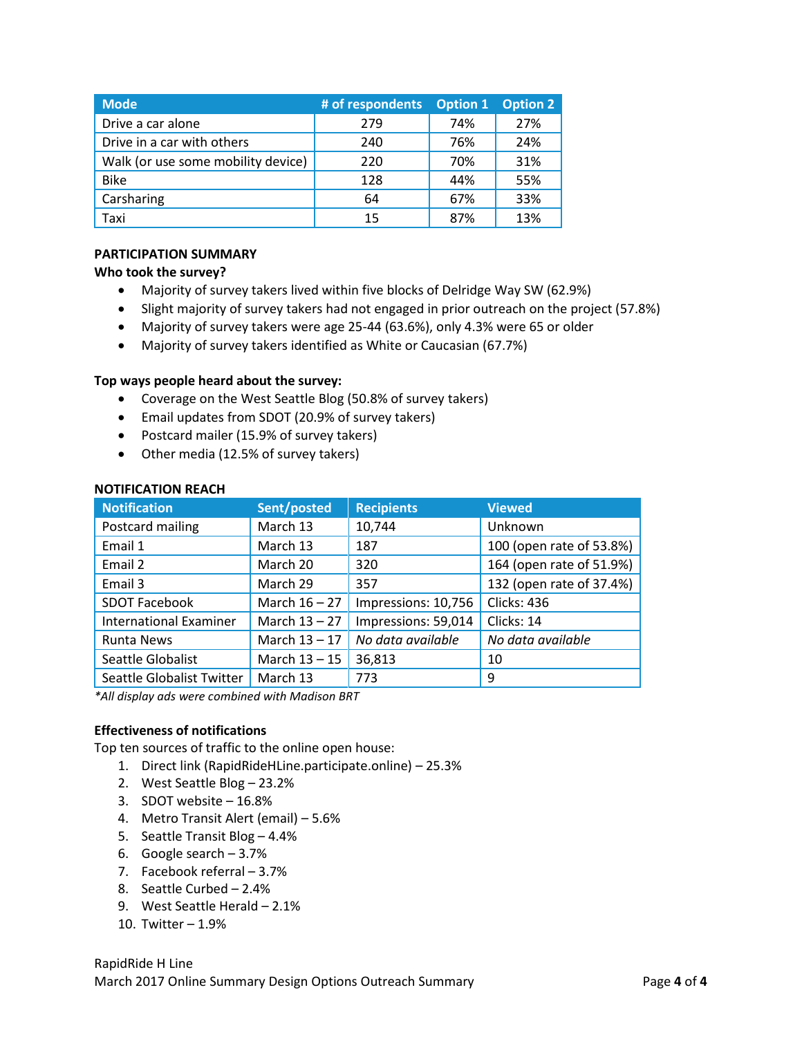| Mode | # of respondents | Option 1 | Option 2 |
|---|---|---|---|
| Drive a car alone | 279 | 74% | 27% |
| Drive in a car with others | 240 | 76% | 24% |
| Walk (or use some mobility device) | 220 | 70% | 31% |
| Bike | 128 | 44% | 55% |
| Carsharing | 64 | 67% | 33% |
| Taxi | 15 | 87% | 13% |

**PARTICIPATION SUMMARY**

**Who took the survey?**

- Majority of survey takers lived within five blocks of Delridge Way SW (62.9%)
- Slight majority of survey takers had not engaged in prior outreach on the project (57.8%)
- Majority of survey takers were age 25-44 (63.6%), only 4.3% were 65 or older
- Majority of survey takers identified as White or Caucasian (67.7%)

**Top ways people heard about the survey:**

- Coverage on the West Seattle Blog (50.8% of survey takers)
- Email updates from SDOT (20.9% of survey takers)
- Postcard mailer (15.9% of survey takers)
- Other media (12.5% of survey takers)

**NOTIFICATION REACH**

| Notification | Sent/posted | Recipients | Viewed |
|---|---|---|---|
| Postcard mailing | March 13 | 10,744 | Unknown |
| Email 1 | March 13 | 187 | 100 (open rate of 53.8%) |
| Email 2 | March 20 | 320 | 164 (open rate of 51.9%) |
| Email 3 | March 29 | 357 | 132 (open rate of 37.4%) |
| SDOT Facebook | March 16 – 27 | Impressions: 10,756 | Clicks: 436 |
| International Examiner | March 13 – 27 | Impressions: 59,014 | Clicks: 14 |
| Runta News | March 13 – 17 | *No data available* | *No data available* |
| Seattle Globalist | March 13 – 15 | 36,813 | 10 |
| Seattle Globalist Twitter | March 13 | 773 | 9 |

*\*All display ads were combined with Madison BRT*

**Effectiveness of notifications**

Top ten sources of traffic to the online open house:

1. Direct link (RapidRideHLine.participate.online) – 25.3%
2. West Seattle Blog – 23.2%
3. SDOT website – 16.8%
4. Metro Transit Alert (email) – 5.6%
5. Seattle Transit Blog – 4.4%
6. Google search – 3.7%
7. Facebook referral – 3.7%
8. Seattle Curbed – 2.4%
9. West Seattle Herald – 2.1%
10. Twitter – 1.9%